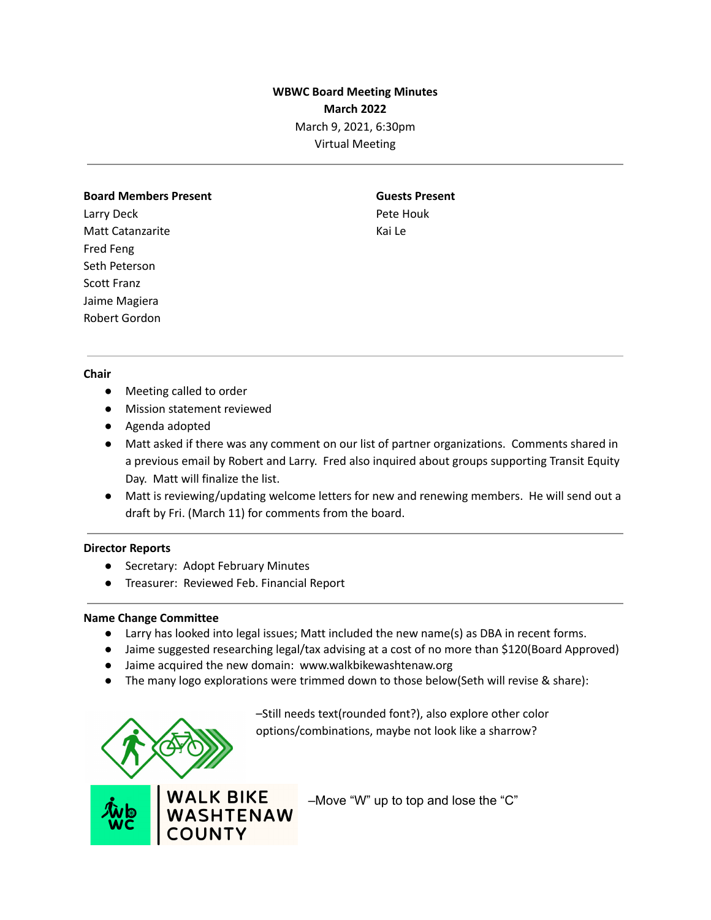**WBWC Board Meeting Minutes**
**March 2022**
March 9, 2021, 6:30pm
Virtual Meeting

---

**Board Members Present**

Larry Deck
Matt Catanzarite
Fred Feng
Seth Peterson
Scott Franz
Jaime Magiera
Robert Gordon

**Guests Present**

Pete Houk
Kai Le

---

**Chair**

- Meeting called to order
- Mission statement reviewed
- Agenda adopted
- Matt asked if there was any comment on our list of partner organizations. Comments shared in a previous email by Robert and Larry. Fred also inquired about groups supporting Transit Equity Day. Matt will finalize the list.
- Matt is reviewing/updating welcome letters for new and renewing members. He will send out a draft by Fri. (March 11) for comments from the board.

---

**Director Reports**

- Secretary: Adopt February Minutes
- Treasurer: Reviewed Feb. Financial Report

---

**Name Change Committee**

- Larry has looked into legal issues; Matt included the new name(s) as DBA in recent forms.
- Jaime suggested researching legal/tax advising at a cost of no more than $120(Board Approved)
- Jaime acquired the new domain: www.walkbikewashtenaw.org
- The many logo explorations were trimmed down to those below(Seth will revise & share):

–Still needs text(rounded font?), also explore other color options/combinations, maybe not look like a sharrow?

WALK BIKE
WASHTENAW
COUNTY

–Move “W” up to top and lose the “C”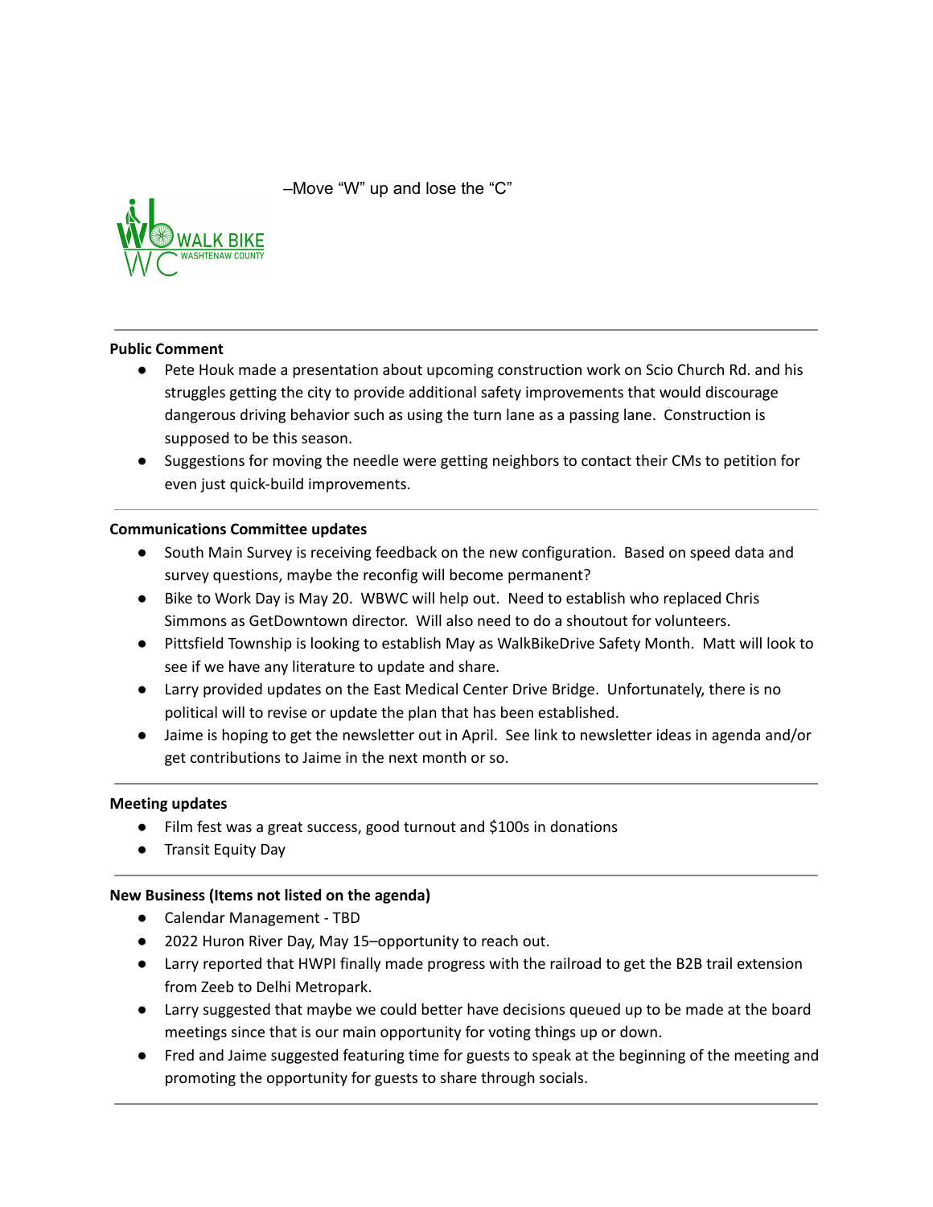–Move "W" up and lose the "C"

---

**Public Comment**

- Pete Houk made a presentation about upcoming construction work on Scio Church Rd. and his struggles getting the city to provide additional safety improvements that would discourage dangerous driving behavior such as using the turn lane as a passing lane. Construction is supposed to be this season.
- Suggestions for moving the needle were getting neighbors to contact their CMs to petition for even just quick-build improvements.

---

**Communications Committee updates**

- South Main Survey is receiving feedback on the new configuration. Based on speed data and survey questions, maybe the reconfig will become permanent?
- Bike to Work Day is May 20. WBWC will help out. Need to establish who replaced Chris Simmons as GetDowntown director. Will also need to do a shoutout for volunteers.
- Pittsfield Township is looking to establish May as WalkBikeDrive Safety Month. Matt will look to see if we have any literature to update and share.
- Larry provided updates on the East Medical Center Drive Bridge. Unfortunately, there is no political will to revise or update the plan that has been established.
- Jaime is hoping to get the newsletter out in April. See link to newsletter ideas in agenda and/or get contributions to Jaime in the next month or so.

---

**Meeting updates**

- Film fest was a great success, good turnout and $100s in donations
- Transit Equity Day

---

**New Business (Items not listed on the agenda)**

- Calendar Management - TBD
- 2022 Huron River Day, May 15–opportunity to reach out.
- Larry reported that HWPI finally made progress with the railroad to get the B2B trail extension from Zeeb to Delhi Metropark.
- Larry suggested that maybe we could better have decisions queued up to be made at the board meetings since that is our main opportunity for voting things up or down.
- Fred and Jaime suggested featuring time for guests to speak at the beginning of the meeting and promoting the opportunity for guests to share through socials.

---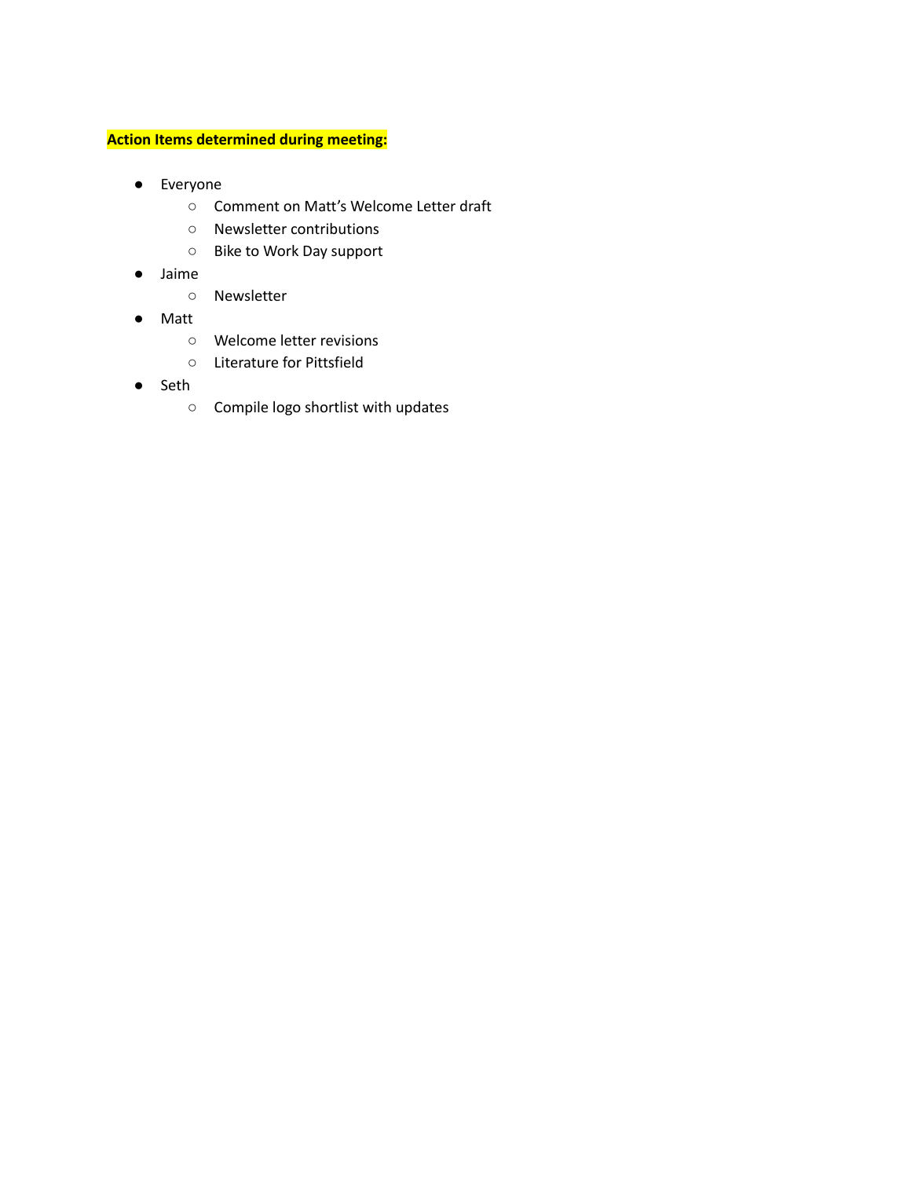**Action Items determined during meeting:**

- Everyone
  - Comment on Matt's Welcome Letter draft
  - Newsletter contributions
  - Bike to Work Day support
- Jaime
  - Newsletter
- Matt
  - Welcome letter revisions
  - Literature for Pittsfield
- Seth
  - Compile logo shortlist with updates